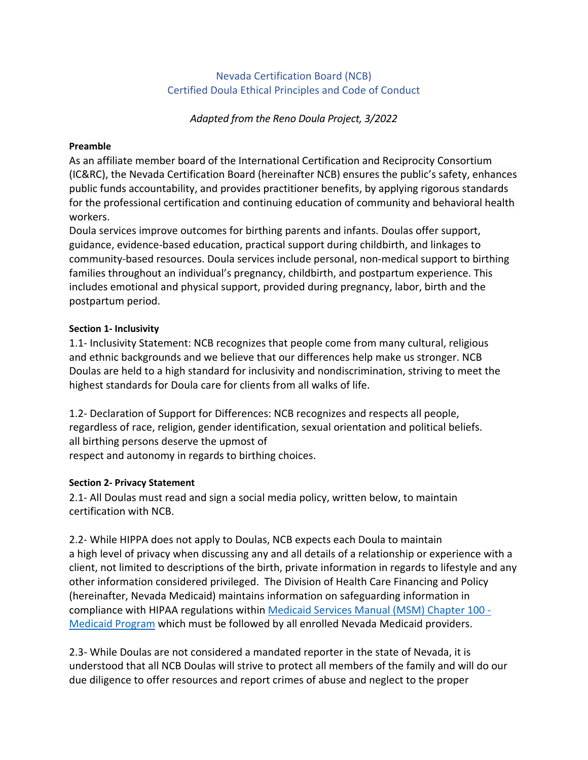# Nevada Certification Board (NCB)
# Certified Doula Ethical Principles and Code of Conduct

*Adapted from the Reno Doula Project, 3/2022*

**Preamble**

As an affiliate member board of the International Certification and Reciprocity Consortium (IC&RC), the Nevada Certification Board (hereinafter NCB) ensures the public's safety, enhances public funds accountability, and provides practitioner benefits, by applying rigorous standards for the professional certification and continuing education of community and behavioral health workers.

Doula services improve outcomes for birthing parents and infants. Doulas offer support, guidance, evidence-based education, practical support during childbirth, and linkages to community-based resources. Doula services include personal, non-medical support to birthing families throughout an individual's pregnancy, childbirth, and postpartum experience. This includes emotional and physical support, provided during pregnancy, labor, birth and the postpartum period.

**Section 1- Inclusivity**

1.1- Inclusivity Statement: NCB recognizes that people come from many cultural, religious and ethnic backgrounds and we believe that our differences help make us stronger. NCB Doulas are held to a high standard for inclusivity and nondiscrimination, striving to meet the highest standards for Doula care for clients from all walks of life.

1.2- Declaration of Support for Differences: NCB recognizes and respects all people, regardless of race, religion, gender identification, sexual orientation and political beliefs. all birthing persons deserve the upmost of respect and autonomy in regards to birthing choices.

**Section 2- Privacy Statement**

2.1- All Doulas must read and sign a social media policy, written below, to maintain certification with NCB.

2.2- While HIPPA does not apply to Doulas, NCB expects each Doula to maintain a high level of privacy when discussing any and all details of a relationship or experience with a client, not limited to descriptions of the birth, private information in regards to lifestyle and any other information considered privileged. The Division of Health Care Financing and Policy (hereinafter, Nevada Medicaid) maintains information on safeguarding information in compliance with HIPAA regulations within [Medicaid Services Manual (MSM) Chapter 100 - Medicaid Program](#) which must be followed by all enrolled Nevada Medicaid providers.

2.3- While Doulas are not considered a mandated reporter in the state of Nevada, it is understood that all NCB Doulas will strive to protect all members of the family and will do our due diligence to offer resources and report crimes of abuse and neglect to the proper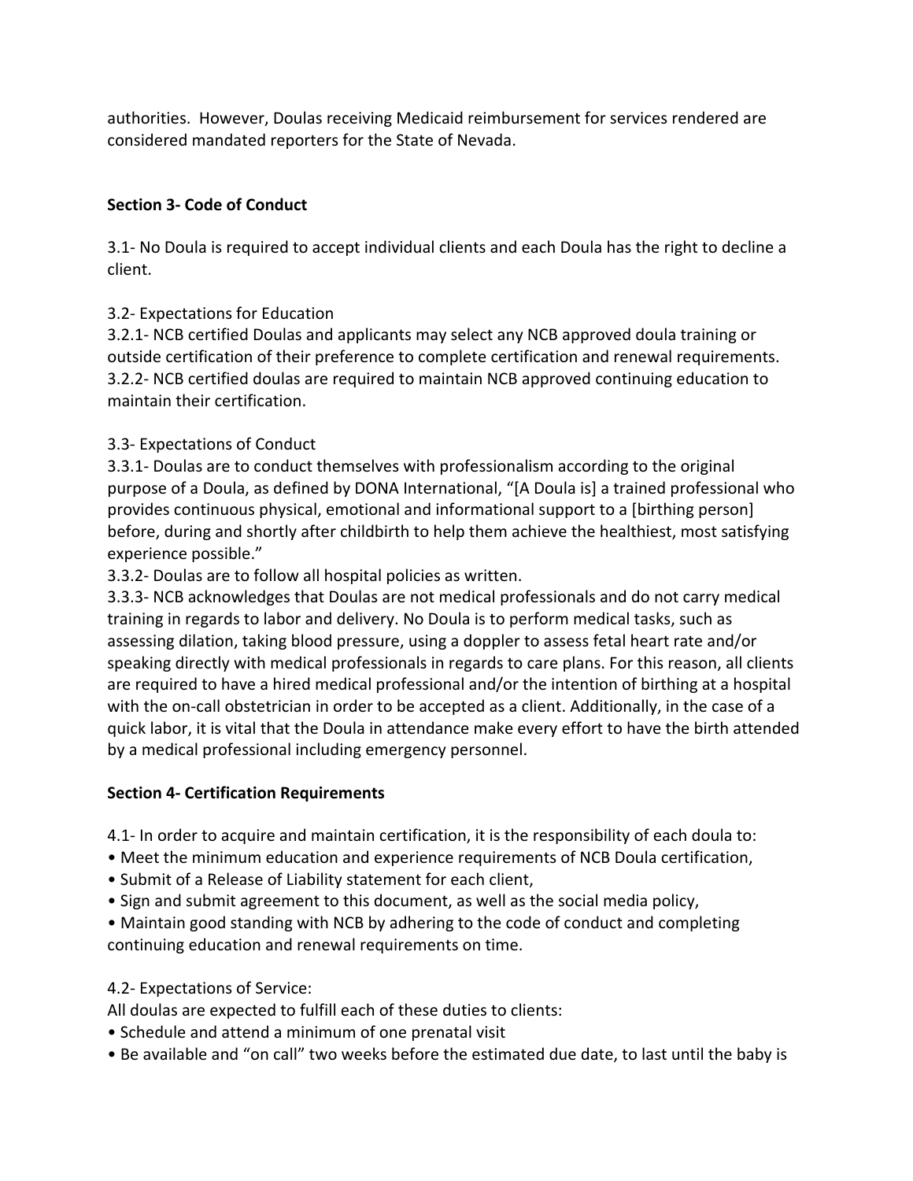authorities. However, Doulas receiving Medicaid reimbursement for services rendered are considered mandated reporters for the State of Nevada.

**Section 3- Code of Conduct**

3.1- No Doula is required to accept individual clients and each Doula has the right to decline a client.

3.2- Expectations for Education
3.2.1- NCB certified Doulas and applicants may select any NCB approved doula training or outside certification of their preference to complete certification and renewal requirements.
3.2.2- NCB certified doulas are required to maintain NCB approved continuing education to maintain their certification.

3.3- Expectations of Conduct
3.3.1- Doulas are to conduct themselves with professionalism according to the original purpose of a Doula, as defined by DONA International, "[A Doula is] a trained professional who provides continuous physical, emotional and informational support to a [birthing person] before, during and shortly after childbirth to help them achieve the healthiest, most satisfying experience possible."
3.3.2- Doulas are to follow all hospital policies as written.
3.3.3- NCB acknowledges that Doulas are not medical professionals and do not carry medical training in regards to labor and delivery. No Doula is to perform medical tasks, such as assessing dilation, taking blood pressure, using a doppler to assess fetal heart rate and/or speaking directly with medical professionals in regards to care plans. For this reason, all clients are required to have a hired medical professional and/or the intention of birthing at a hospital with the on-call obstetrician in order to be accepted as a client. Additionally, in the case of a quick labor, it is vital that the Doula in attendance make every effort to have the birth attended by a medical professional including emergency personnel.

**Section 4- Certification Requirements**

4.1- In order to acquire and maintain certification, it is the responsibility of each doula to:
- Meet the minimum education and experience requirements of NCB Doula certification,
- Submit of a Release of Liability statement for each client,
- Sign and submit agreement to this document, as well as the social media policy,
- Maintain good standing with NCB by adhering to the code of conduct and completing continuing education and renewal requirements on time.

4.2- Expectations of Service:
All doulas are expected to fulfill each of these duties to clients:
- Schedule and attend a minimum of one prenatal visit
- Be available and "on call" two weeks before the estimated due date, to last until the baby is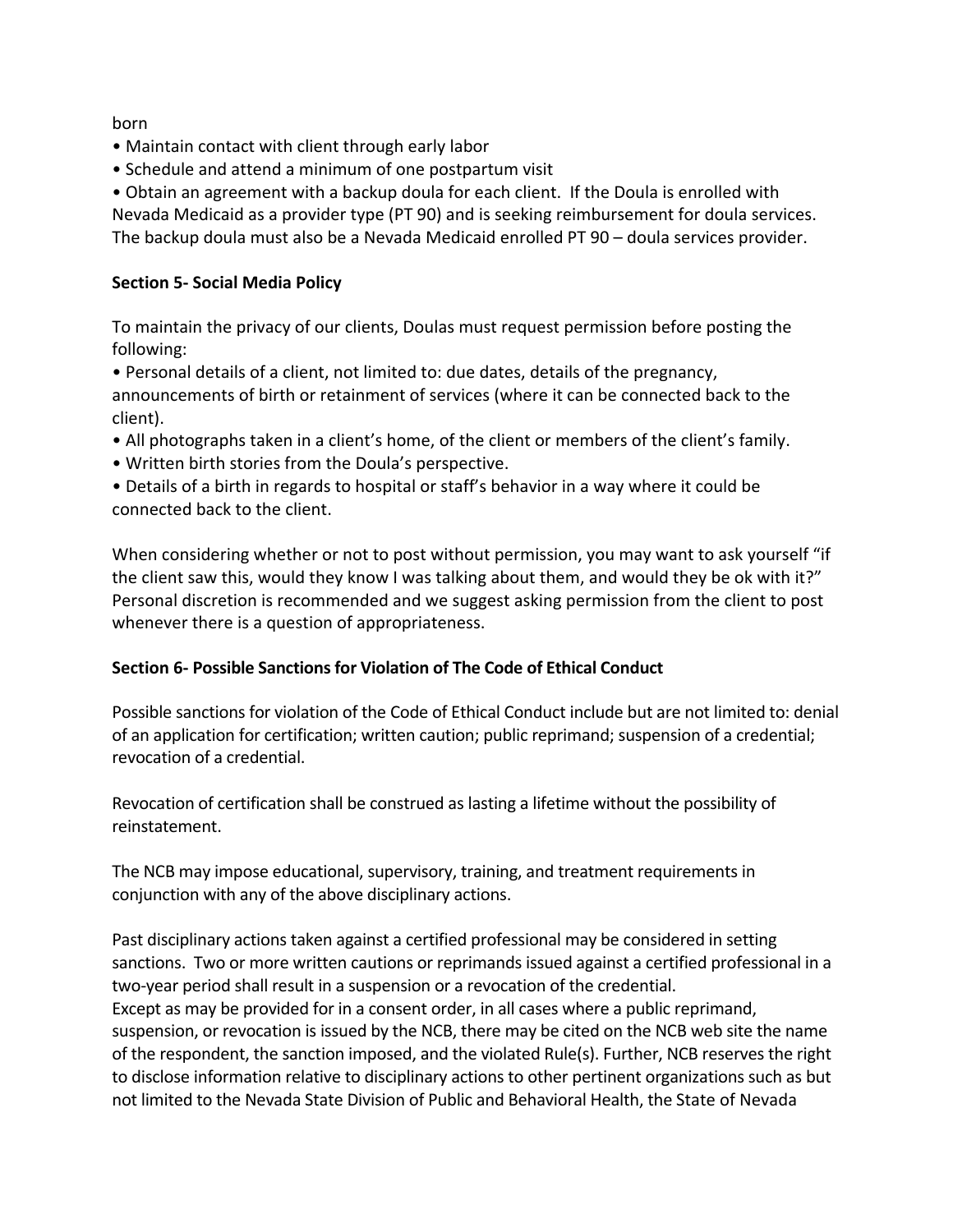born

- Maintain contact with client through early labor
- Schedule and attend a minimum of one postpartum visit
- Obtain an agreement with a backup doula for each client. If the Doula is enrolled with Nevada Medicaid as a provider type (PT 90) and is seeking reimbursement for doula services. The backup doula must also be a Nevada Medicaid enrolled PT 90 – doula services provider.

## Section 5- Social Media Policy

To maintain the privacy of our clients, Doulas must request permission before posting the following:

- Personal details of a client, not limited to: due dates, details of the pregnancy, announcements of birth or retainment of services (where it can be connected back to the client).
- All photographs taken in a client's home, of the client or members of the client's family.
- Written birth stories from the Doula's perspective.
- Details of a birth in regards to hospital or staff's behavior in a way where it could be connected back to the client.

When considering whether or not to post without permission, you may want to ask yourself "if the client saw this, would they know I was talking about them, and would they be ok with it?" Personal discretion is recommended and we suggest asking permission from the client to post whenever there is a question of appropriateness.

## Section 6- Possible Sanctions for Violation of The Code of Ethical Conduct

Possible sanctions for violation of the Code of Ethical Conduct include but are not limited to: denial of an application for certification; written caution; public reprimand; suspension of a credential; revocation of a credential.

Revocation of certification shall be construed as lasting a lifetime without the possibility of reinstatement.

The NCB may impose educational, supervisory, training, and treatment requirements in conjunction with any of the above disciplinary actions.

Past disciplinary actions taken against a certified professional may be considered in setting sanctions. Two or more written cautions or reprimands issued against a certified professional in a two-year period shall result in a suspension or a revocation of the credential.
Except as may be provided for in a consent order, in all cases where a public reprimand, suspension, or revocation is issued by the NCB, there may be cited on the NCB web site the name of the respondent, the sanction imposed, and the violated Rule(s). Further, NCB reserves the right to disclose information relative to disciplinary actions to other pertinent organizations such as but not limited to the Nevada State Division of Public and Behavioral Health, the State of Nevada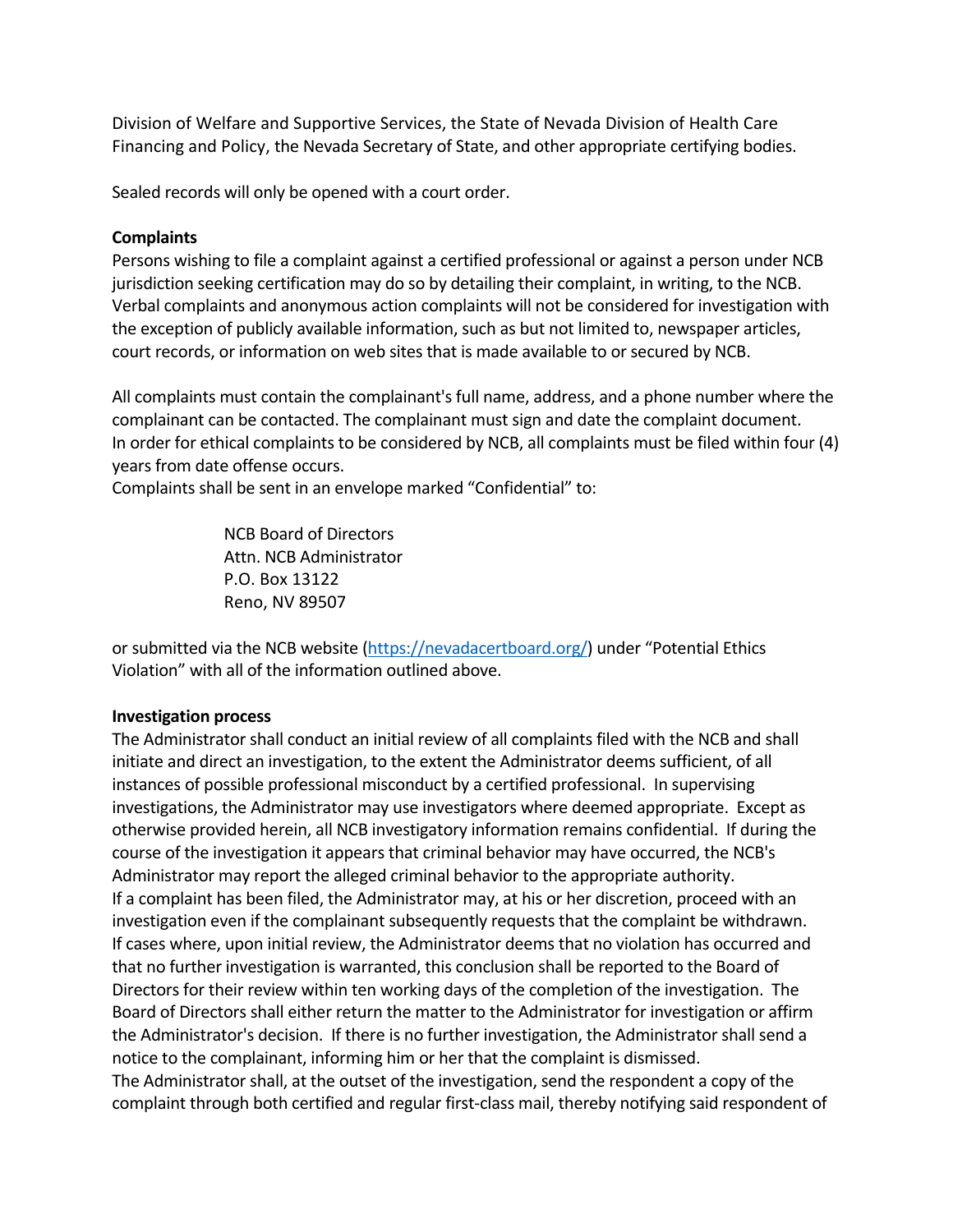Division of Welfare and Supportive Services, the State of Nevada Division of Health Care Financing and Policy, the Nevada Secretary of State, and other appropriate certifying bodies.

Sealed records will only be opened with a court order.

**Complaints**

Persons wishing to file a complaint against a certified professional or against a person under NCB jurisdiction seeking certification may do so by detailing their complaint, in writing, to the NCB. Verbal complaints and anonymous action complaints will not be considered for investigation with the exception of publicly available information, such as but not limited to, newspaper articles, court records, or information on web sites that is made available to or secured by NCB.

All complaints must contain the complainant's full name, address, and a phone number where the complainant can be contacted. The complainant must sign and date the complaint document. In order for ethical complaints to be considered by NCB, all complaints must be filed within four (4) years from date offense occurs.

Complaints shall be sent in an envelope marked "Confidential" to:

> NCB Board of Directors
> Attn. NCB Administrator
> P.O. Box 13122
> Reno, NV 89507

or submitted via the NCB website (https://nevadacertboard.org/) under "Potential Ethics Violation" with all of the information outlined above.

**Investigation process**

The Administrator shall conduct an initial review of all complaints filed with the NCB and shall initiate and direct an investigation, to the extent the Administrator deems sufficient, of all instances of possible professional misconduct by a certified professional. In supervising investigations, the Administrator may use investigators where deemed appropriate. Except as otherwise provided herein, all NCB investigatory information remains confidential. If during the course of the investigation it appears that criminal behavior may have occurred, the NCB's Administrator may report the alleged criminal behavior to the appropriate authority.

If a complaint has been filed, the Administrator may, at his or her discretion, proceed with an investigation even if the complainant subsequently requests that the complaint be withdrawn.

If cases where, upon initial review, the Administrator deems that no violation has occurred and that no further investigation is warranted, this conclusion shall be reported to the Board of Directors for their review within ten working days of the completion of the investigation. The Board of Directors shall either return the matter to the Administrator for investigation or affirm the Administrator's decision. If there is no further investigation, the Administrator shall send a notice to the complainant, informing him or her that the complaint is dismissed.

The Administrator shall, at the outset of the investigation, send the respondent a copy of the complaint through both certified and regular first-class mail, thereby notifying said respondent of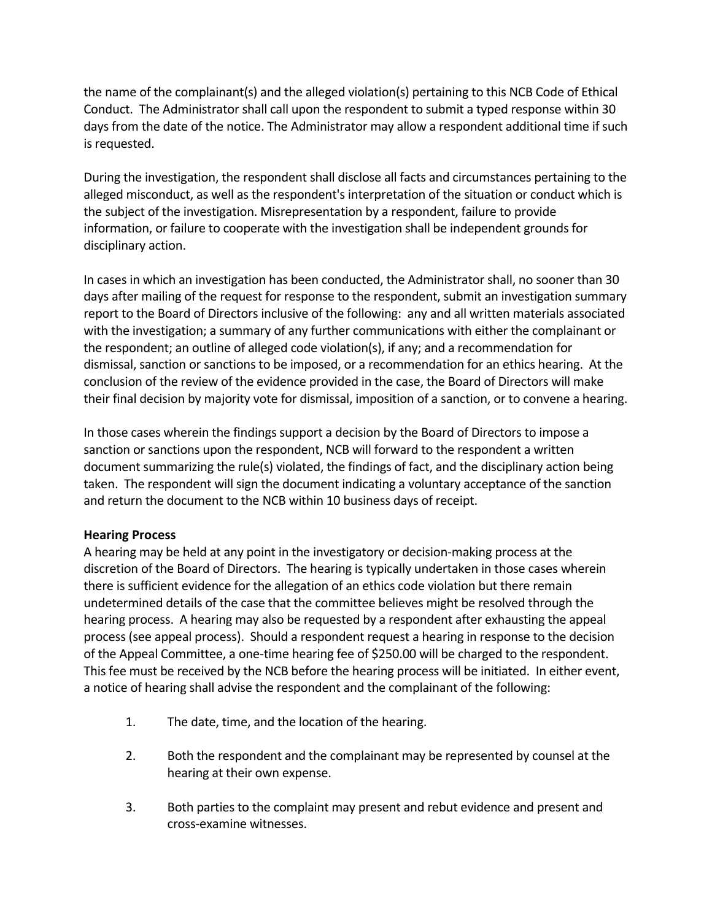the name of the complainant(s) and the alleged violation(s) pertaining to this NCB Code of Ethical Conduct. The Administrator shall call upon the respondent to submit a typed response within 30 days from the date of the notice. The Administrator may allow a respondent additional time if such is requested.

During the investigation, the respondent shall disclose all facts and circumstances pertaining to the alleged misconduct, as well as the respondent's interpretation of the situation or conduct which is the subject of the investigation. Misrepresentation by a respondent, failure to provide information, or failure to cooperate with the investigation shall be independent grounds for disciplinary action.

In cases in which an investigation has been conducted, the Administrator shall, no sooner than 30 days after mailing of the request for response to the respondent, submit an investigation summary report to the Board of Directors inclusive of the following: any and all written materials associated with the investigation; a summary of any further communications with either the complainant or the respondent; an outline of alleged code violation(s), if any; and a recommendation for dismissal, sanction or sanctions to be imposed, or a recommendation for an ethics hearing. At the conclusion of the review of the evidence provided in the case, the Board of Directors will make their final decision by majority vote for dismissal, imposition of a sanction, or to convene a hearing.

In those cases wherein the findings support a decision by the Board of Directors to impose a sanction or sanctions upon the respondent, NCB will forward to the respondent a written document summarizing the rule(s) violated, the findings of fact, and the disciplinary action being taken. The respondent will sign the document indicating a voluntary acceptance of the sanction and return the document to the NCB within 10 business days of receipt.

**Hearing Process**

A hearing may be held at any point in the investigatory or decision-making process at the discretion of the Board of Directors. The hearing is typically undertaken in those cases wherein there is sufficient evidence for the allegation of an ethics code violation but there remain undetermined details of the case that the committee believes might be resolved through the hearing process. A hearing may also be requested by a respondent after exhausting the appeal process (see appeal process). Should a respondent request a hearing in response to the decision of the Appeal Committee, a one-time hearing fee of $250.00 will be charged to the respondent. This fee must be received by the NCB before the hearing process will be initiated. In either event, a notice of hearing shall advise the respondent and the complainant of the following:

1. The date, time, and the location of the hearing.
2. Both the respondent and the complainant may be represented by counsel at the hearing at their own expense.
3. Both parties to the complaint may present and rebut evidence and present and cross-examine witnesses.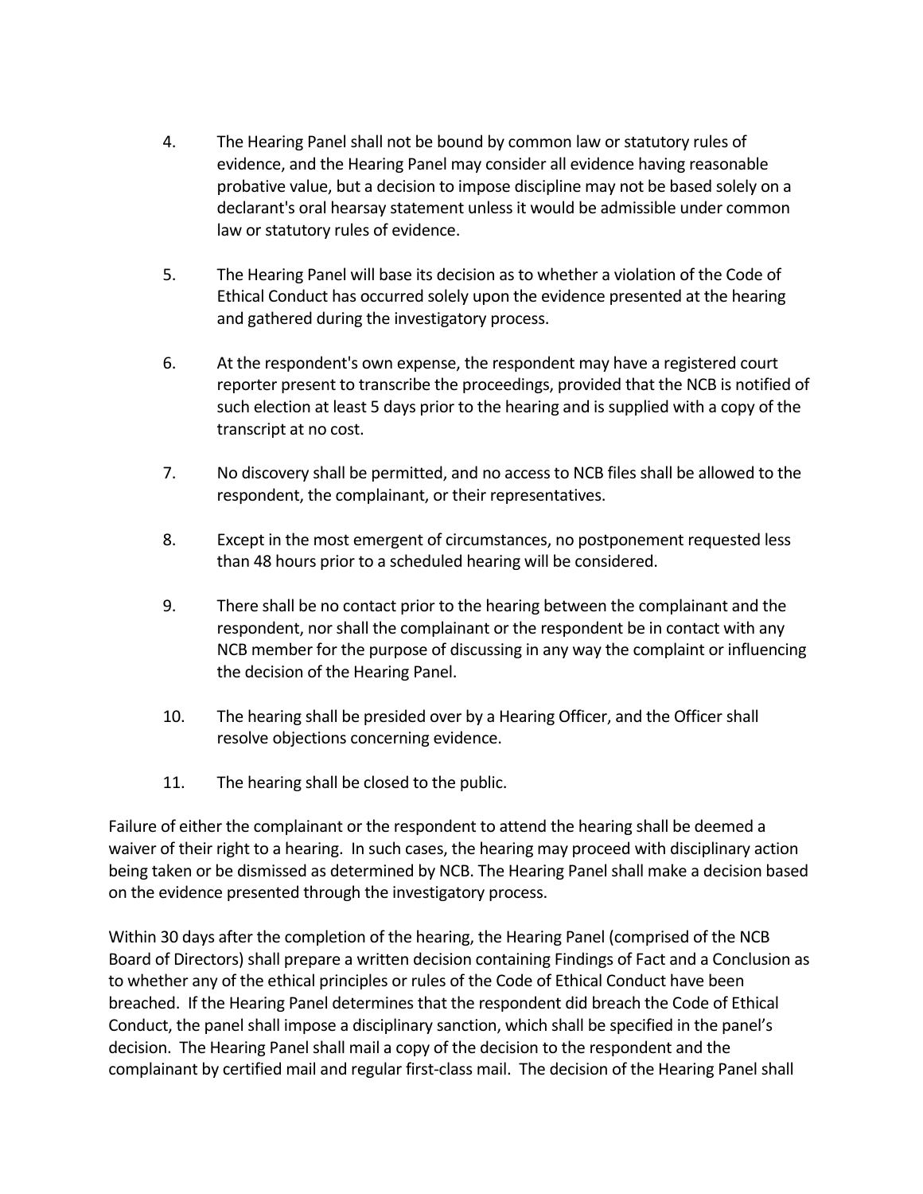4. The Hearing Panel shall not be bound by common law or statutory rules of evidence, and the Hearing Panel may consider all evidence having reasonable probative value, but a decision to impose discipline may not be based solely on a declarant's oral hearsay statement unless it would be admissible under common law or statutory rules of evidence.

5. The Hearing Panel will base its decision as to whether a violation of the Code of Ethical Conduct has occurred solely upon the evidence presented at the hearing and gathered during the investigatory process.

6. At the respondent's own expense, the respondent may have a registered court reporter present to transcribe the proceedings, provided that the NCB is notified of such election at least 5 days prior to the hearing and is supplied with a copy of the transcript at no cost.

7. No discovery shall be permitted, and no access to NCB files shall be allowed to the respondent, the complainant, or their representatives.

8. Except in the most emergent of circumstances, no postponement requested less than 48 hours prior to a scheduled hearing will be considered.

9. There shall be no contact prior to the hearing between the complainant and the respondent, nor shall the complainant or the respondent be in contact with any NCB member for the purpose of discussing in any way the complaint or influencing the decision of the Hearing Panel.

10. The hearing shall be presided over by a Hearing Officer, and the Officer shall resolve objections concerning evidence.

11. The hearing shall be closed to the public.

Failure of either the complainant or the respondent to attend the hearing shall be deemed a waiver of their right to a hearing. In such cases, the hearing may proceed with disciplinary action being taken or be dismissed as determined by NCB. The Hearing Panel shall make a decision based on the evidence presented through the investigatory process.

Within 30 days after the completion of the hearing, the Hearing Panel (comprised of the NCB Board of Directors) shall prepare a written decision containing Findings of Fact and a Conclusion as to whether any of the ethical principles or rules of the Code of Ethical Conduct have been breached. If the Hearing Panel determines that the respondent did breach the Code of Ethical Conduct, the panel shall impose a disciplinary sanction, which shall be specified in the panel's decision. The Hearing Panel shall mail a copy of the decision to the respondent and the complainant by certified mail and regular first-class mail. The decision of the Hearing Panel shall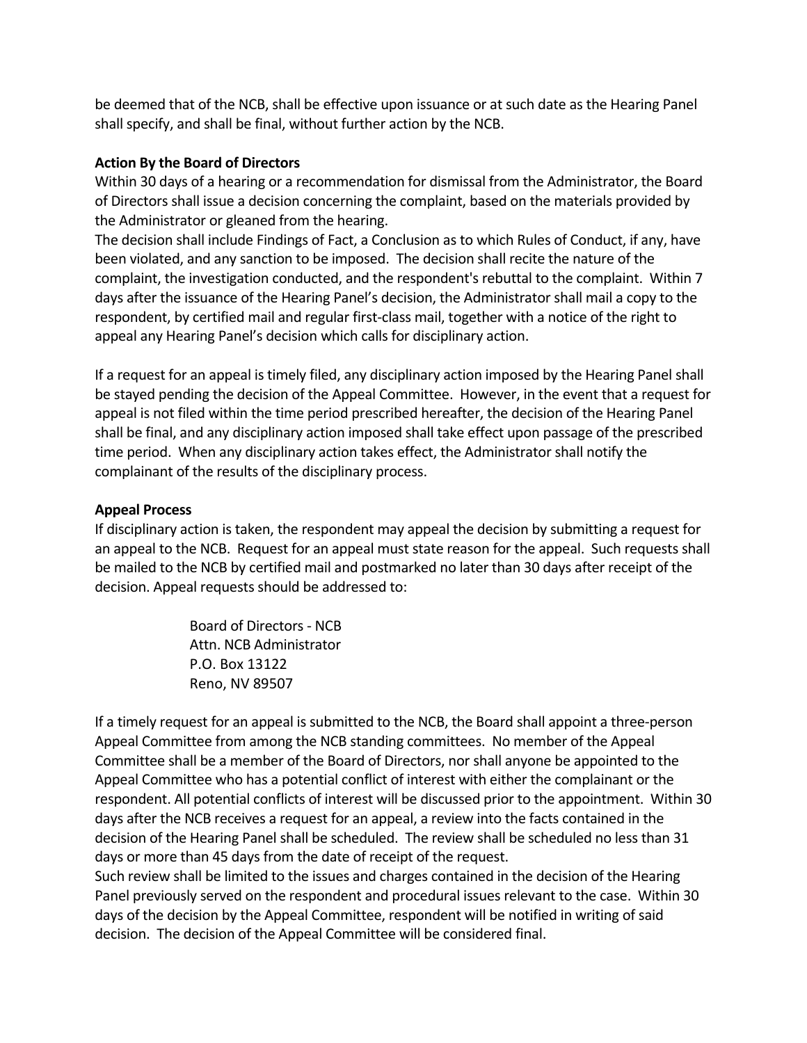be deemed that of the NCB, shall be effective upon issuance or at such date as the Hearing Panel shall specify, and shall be final, without further action by the NCB.

**Action By the Board of Directors**

Within 30 days of a hearing or a recommendation for dismissal from the Administrator, the Board of Directors shall issue a decision concerning the complaint, based on the materials provided by the Administrator or gleaned from the hearing.

The decision shall include Findings of Fact, a Conclusion as to which Rules of Conduct, if any, have been violated, and any sanction to be imposed. The decision shall recite the nature of the complaint, the investigation conducted, and the respondent's rebuttal to the complaint. Within 7 days after the issuance of the Hearing Panel's decision, the Administrator shall mail a copy to the respondent, by certified mail and regular first-class mail, together with a notice of the right to appeal any Hearing Panel's decision which calls for disciplinary action.

If a request for an appeal is timely filed, any disciplinary action imposed by the Hearing Panel shall be stayed pending the decision of the Appeal Committee. However, in the event that a request for appeal is not filed within the time period prescribed hereafter, the decision of the Hearing Panel shall be final, and any disciplinary action imposed shall take effect upon passage of the prescribed time period. When any disciplinary action takes effect, the Administrator shall notify the complainant of the results of the disciplinary process.

**Appeal Process**

If disciplinary action is taken, the respondent may appeal the decision by submitting a request for an appeal to the NCB. Request for an appeal must state reason for the appeal. Such requests shall be mailed to the NCB by certified mail and postmarked no later than 30 days after receipt of the decision. Appeal requests should be addressed to:

> Board of Directors - NCB
> Attn. NCB Administrator
> P.O. Box 13122
> Reno, NV 89507

If a timely request for an appeal is submitted to the NCB, the Board shall appoint a three-person Appeal Committee from among the NCB standing committees. No member of the Appeal Committee shall be a member of the Board of Directors, nor shall anyone be appointed to the Appeal Committee who has a potential conflict of interest with either the complainant or the respondent. All potential conflicts of interest will be discussed prior to the appointment. Within 30 days after the NCB receives a request for an appeal, a review into the facts contained in the decision of the Hearing Panel shall be scheduled. The review shall be scheduled no less than 31 days or more than 45 days from the date of receipt of the request.

Such review shall be limited to the issues and charges contained in the decision of the Hearing Panel previously served on the respondent and procedural issues relevant to the case. Within 30 days of the decision by the Appeal Committee, respondent will be notified in writing of said decision. The decision of the Appeal Committee will be considered final.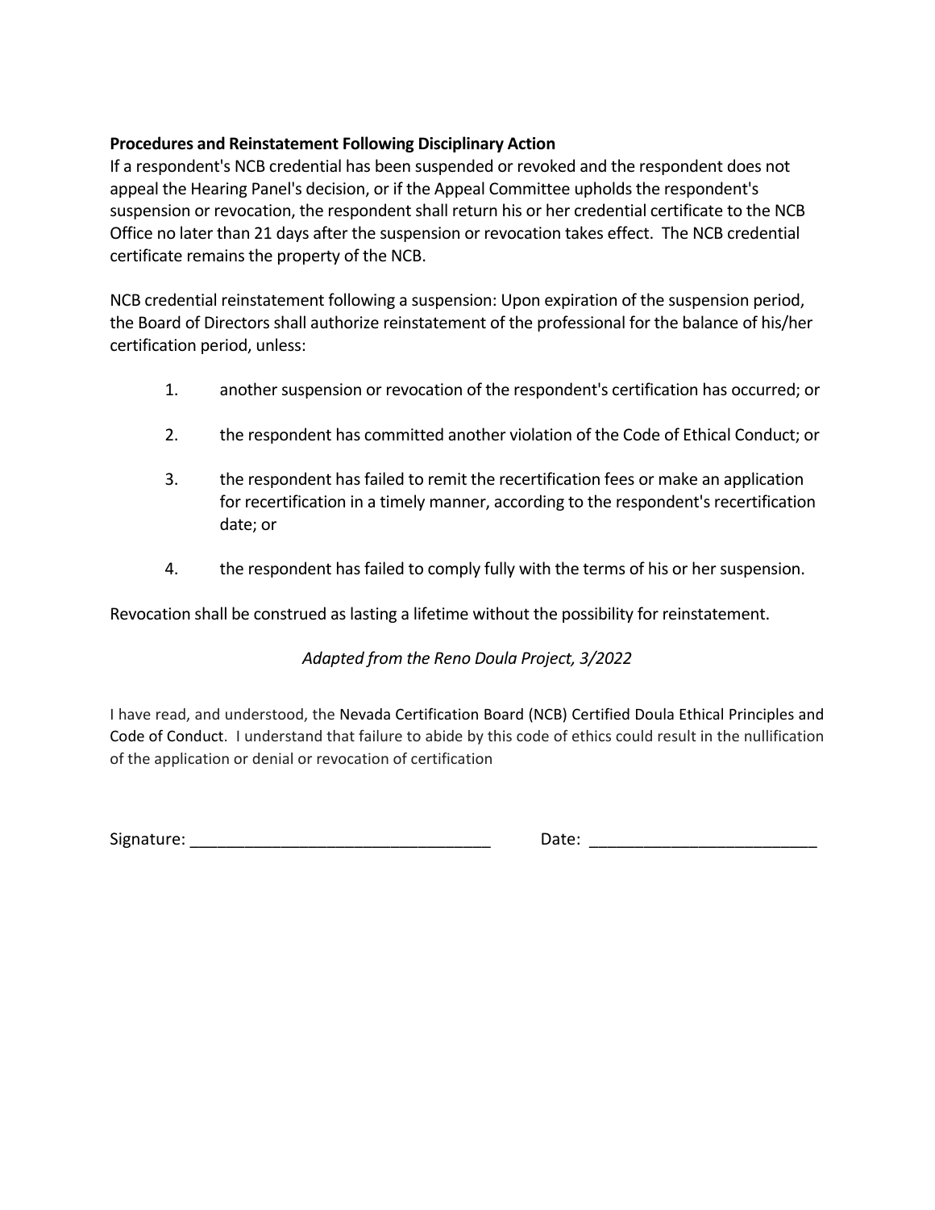**Procedures and Reinstatement Following Disciplinary Action**

If a respondent's NCB credential has been suspended or revoked and the respondent does not appeal the Hearing Panel's decision, or if the Appeal Committee upholds the respondent's suspension or revocation, the respondent shall return his or her credential certificate to the NCB Office no later than 21 days after the suspension or revocation takes effect. The NCB credential certificate remains the property of the NCB.

NCB credential reinstatement following a suspension: Upon expiration of the suspension period, the Board of Directors shall authorize reinstatement of the professional for the balance of his/her certification period, unless:

1. another suspension or revocation of the respondent's certification has occurred; or
2. the respondent has committed another violation of the Code of Ethical Conduct; or
3. the respondent has failed to remit the recertification fees or make an application for recertification in a timely manner, according to the respondent's recertification date; or
4. the respondent has failed to comply fully with the terms of his or her suspension.

Revocation shall be construed as lasting a lifetime without the possibility for reinstatement.

*Adapted from the Reno Doula Project, 3/2022*

I have read, and understood, the Nevada Certification Board (NCB) Certified Doula Ethical Principles and Code of Conduct. I understand that failure to abide by this code of ethics could result in the nullification of the application or denial or revocation of certification

Signature: _________________________________ Date: _________________________